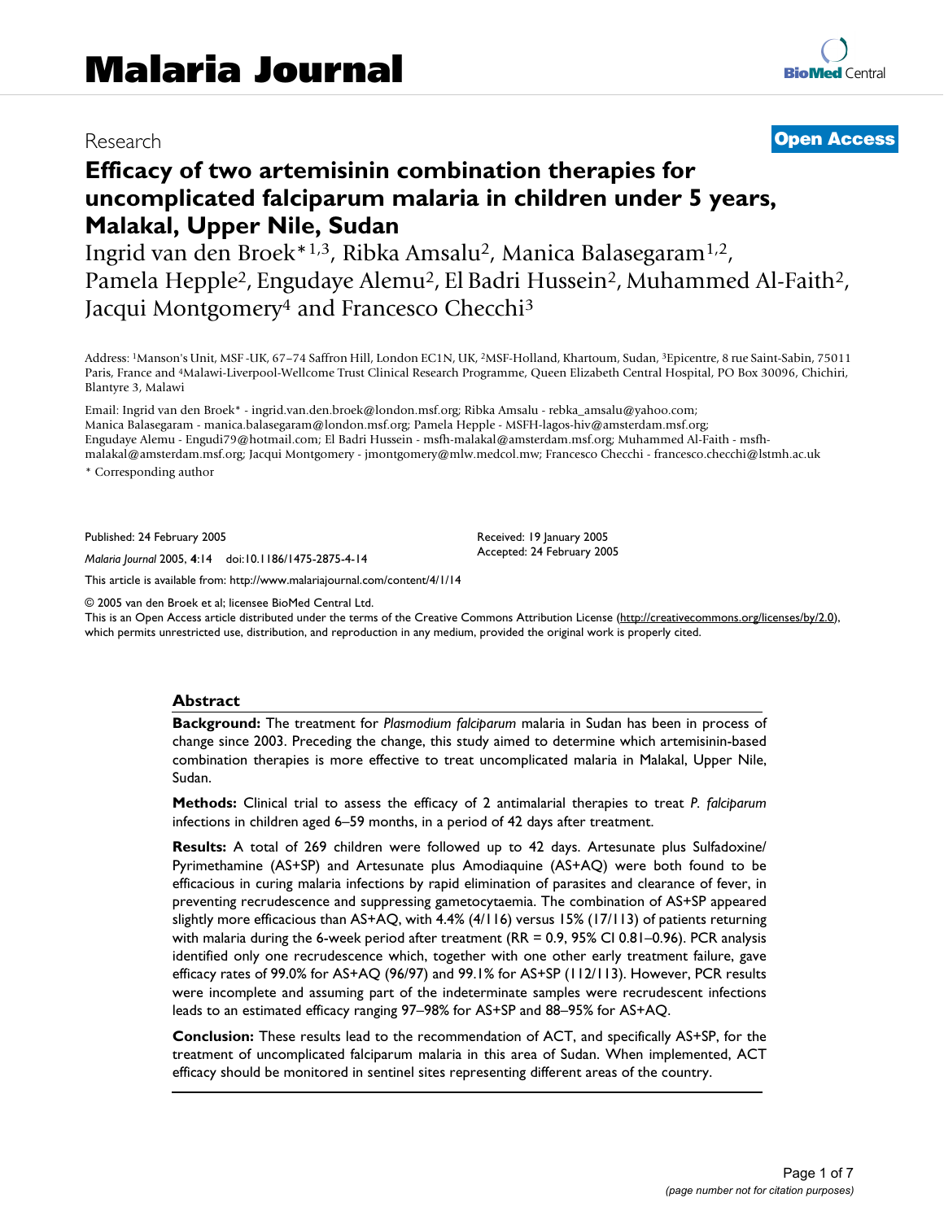Research

**Open Access**

# Efficacy of two artemisinin combination therapies for uncomplicated falciparum malaria in children under 5 years, Malakal, Upper Nile, Sudan

Ingrid van den Broek*[1,3], Ribka Amsalu[2], Manica Balasegaram[1,2], Pamela Hepple[2], Engudaye Alemu[2], El Badri Hussein[2], Muhammed Al-Faith[2], Jacqui Montgomery[4] and Francesco Checchi[3]

Address: [1]Manson's Unit, MSF -UK, 67–74 Saffron Hill, London EC1N, UK, [2]MSF-Holland, Khartoum, Sudan, [3]Epicentre, 8 rue Saint-Sabin, 75011 Paris, France and [4]Malawi-Liverpool-Wellcome Trust Clinical Research Programme, Queen Elizabeth Central Hospital, PO Box 30096, Chichiri, Blantyre 3, Malawi

Email: Ingrid van den Broek* - ingrid.van.den.broek@london.msf.org; Ribka Amsalu - rebka_amsalu@yahoo.com; Manica Balasegaram - manica.balasegaram@london.msf.org; Pamela Hepple - MSFH-lagos-hiv@amsterdam.msf.org; Engudaye Alemu - Engudi79@hotmail.com; El Badri Hussein - msfh-malakal@amsterdam.msf.org; Muhammed Al-Faith - msfh-malakal@amsterdam.msf.org; Jacqui Montgomery - jmontgomery@mlw.medcol.mw; Francesco Checchi - francesco.checchi@lstmh.ac.uk

\* Corresponding author

Published: 24 February 2005

*Malaria Journal* 2005, **4**:14 doi:10.1186/1475-2875-4-14

Received: 19 January 2005
Accepted: 24 February 2005

This article is available from: http://www.malariajournal.com/content/4/1/14

© 2005 van den Broek et al; licensee BioMed Central Ltd.
This is an Open Access article distributed under the terms of the Creative Commons Attribution License (http://creativecommons.org/licenses/by/2.0), which permits unrestricted use, distribution, and reproduction in any medium, provided the original work is properly cited.

## Abstract

**Background:** The treatment for *Plasmodium falciparum* malaria in Sudan has been in process of change since 2003. Preceding the change, this study aimed to determine which artemisinin-based combination therapies is more effective to treat uncomplicated malaria in Malakal, Upper Nile, Sudan.

**Methods:** Clinical trial to assess the efficacy of 2 antimalarial therapies to treat *P. falciparum* infections in children aged 6–59 months, in a period of 42 days after treatment.

**Results:** A total of 269 children were followed up to 42 days. Artesunate plus Sulfadoxine/Pyrimethamine (AS+SP) and Artesunate plus Amodiaquine (AS+AQ) were both found to be efficacious in curing malaria infections by rapid elimination of parasites and clearance of fever, in preventing recrudescence and suppressing gametocytaemia. The combination of AS+SP appeared slightly more efficacious than AS+AQ, with 4.4% (4/116) versus 15% (17/113) of patients returning with malaria during the 6-week period after treatment (RR = 0.9, 95% CI 0.81–0.96). PCR analysis identified only one recrudescence which, together with one other early treatment failure, gave efficacy rates of 99.0% for AS+AQ (96/97) and 99.1% for AS+SP (112/113). However, PCR results were incomplete and assuming part of the indeterminate samples were recrudescent infections leads to an estimated efficacy ranging 97–98% for AS+SP and 88–95% for AS+AQ.

**Conclusion:** These results lead to the recommendation of ACT, and specifically AS+SP, for the treatment of uncomplicated falciparum malaria in this area of Sudan. When implemented, ACT efficacy should be monitored in sentinel sites representing different areas of the country.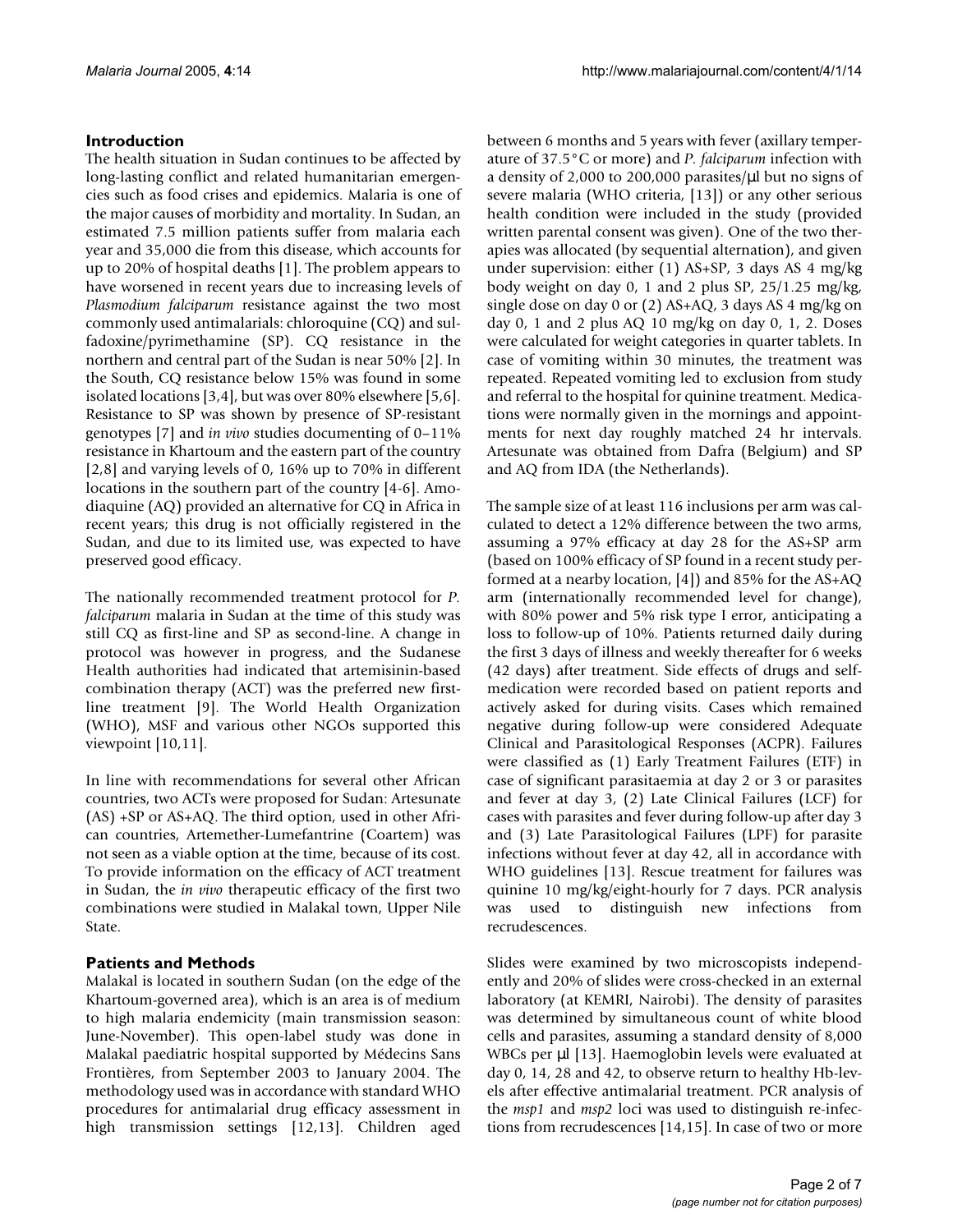## Introduction

The health situation in Sudan continues to be affected by long-lasting conflict and related humanitarian emergencies such as food crises and epidemics. Malaria is one of the major causes of morbidity and mortality. In Sudan, an estimated 7.5 million patients suffer from malaria each year and 35,000 die from this disease, which accounts for up to 20% of hospital deaths [1]. The problem appears to have worsened in recent years due to increasing levels of *Plasmodium falciparum* resistance against the two most commonly used antimalarials: chloroquine (CQ) and sulfadoxine/pyrimethamine (SP). CQ resistance in the northern and central part of the Sudan is near 50% [2]. In the South, CQ resistance below 15% was found in some isolated locations [3,4], but was over 80% elsewhere [5,6]. Resistance to SP was shown by presence of SP-resistant genotypes [7] and *in vivo* studies documenting of 0–11% resistance in Khartoum and the eastern part of the country [2,8] and varying levels of 0, 16% up to 70% in different locations in the southern part of the country [4-6]. Amodiaquine (AQ) provided an alternative for CQ in Africa in recent years; this drug is not officially registered in the Sudan, and due to its limited use, was expected to have preserved good efficacy.

The nationally recommended treatment protocol for *P. falciparum* malaria in Sudan at the time of this study was still CQ as first-line and SP as second-line. A change in protocol was however in progress, and the Sudanese Health authorities had indicated that artemisinin-based combination therapy (ACT) was the preferred new first-line treatment [9]. The World Health Organization (WHO), MSF and various other NGOs supported this viewpoint [10,11].

In line with recommendations for several other African countries, two ACTs were proposed for Sudan: Artesunate (AS) +SP or AS+AQ. The third option, used in other African countries, Artemether-Lumefantrine (Coartem) was not seen as a viable option at the time, because of its cost. To provide information on the efficacy of ACT treatment in Sudan, the *in vivo* therapeutic efficacy of the first two combinations were studied in Malakal town, Upper Nile State.

## Patients and Methods

Malakal is located in southern Sudan (on the edge of the Khartoum-governed area), which is an area is of medium to high malaria endemicity (main transmission season: June-November). This open-label study was done in Malakal paediatric hospital supported by Médecins Sans Frontières, from September 2003 to January 2004. The methodology used was in accordance with standard WHO procedures for antimalarial drug efficacy assessment in high transmission settings [12,13]. Children aged between 6 months and 5 years with fever (axillary temperature of 37.5°C or more) and *P. falciparum* infection with a density of 2,000 to 200,000 parasites/μl but no signs of severe malaria (WHO criteria, [13]) or any other serious health condition were included in the study (provided written parental consent was given). One of the two therapies was allocated (by sequential alternation), and given under supervision: either (1) AS+SP, 3 days AS 4 mg/kg body weight on day 0, 1 and 2 plus SP, 25/1.25 mg/kg, single dose on day 0 or (2) AS+AQ, 3 days AS 4 mg/kg on day 0, 1 and 2 plus AQ 10 mg/kg on day 0, 1, 2. Doses were calculated for weight categories in quarter tablets. In case of vomiting within 30 minutes, the treatment was repeated. Repeated vomiting led to exclusion from study and referral to the hospital for quinine treatment. Medications were normally given in the mornings and appointments for next day roughly matched 24 hr intervals. Artesunate was obtained from Dafra (Belgium) and SP and AQ from IDA (the Netherlands).

The sample size of at least 116 inclusions per arm was calculated to detect a 12% difference between the two arms, assuming a 97% efficacy at day 28 for the AS+SP arm (based on 100% efficacy of SP found in a recent study performed at a nearby location, [4]) and 85% for the AS+AQ arm (internationally recommended level for change), with 80% power and 5% risk type I error, anticipating a loss to follow-up of 10%. Patients returned daily during the first 3 days of illness and weekly thereafter for 6 weeks (42 days) after treatment. Side effects of drugs and self-medication were recorded based on patient reports and actively asked for during visits. Cases which remained negative during follow-up were considered Adequate Clinical and Parasitological Responses (ACPR). Failures were classified as (1) Early Treatment Failures (ETF) in case of significant parasitaemia at day 2 or 3 or parasites and fever at day 3, (2) Late Clinical Failures (LCF) for cases with parasites and fever during follow-up after day 3 and (3) Late Parasitological Failures (LPF) for parasite infections without fever at day 42, all in accordance with WHO guidelines [13]. Rescue treatment for failures was quinine 10 mg/kg/eight-hourly for 7 days. PCR analysis was used to distinguish new infections from recrudescences.

Slides were examined by two microscopists independently and 20% of slides were cross-checked in an external laboratory (at KEMRI, Nairobi). The density of parasites was determined by simultaneous count of white blood cells and parasites, assuming a standard density of 8,000 WBCs per μl [13]. Haemoglobin levels were evaluated at day 0, 14, 28 and 42, to observe return to healthy Hb-levels after effective antimalarial treatment. PCR analysis of the *msp1* and *msp2* loci was used to distinguish re-infections from recrudescences [14,15]. In case of two or more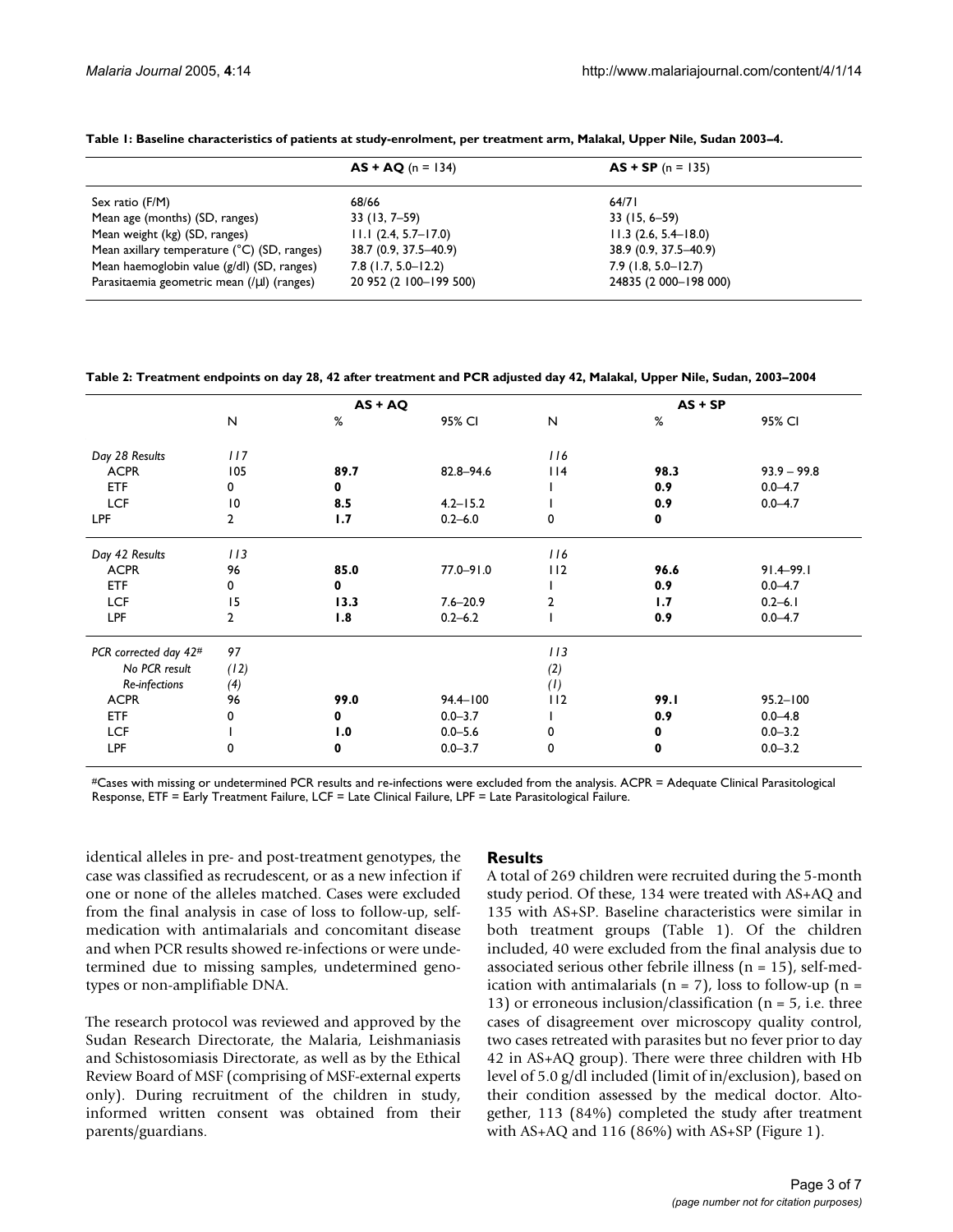**Table 1: Baseline characteristics of patients at study-enrolment, per treatment arm, Malakal, Upper Nile, Sudan 2003–4.**

| | **AS + AQ** (n = 134) | **AS + SP** (n = 135) |
|---|---|---|
| Sex ratio (F/M) | 68/66 | 64/71 |
| Mean age (months) (SD, ranges) | 33 (13, 7–59) | 33 (15, 6–59) |
| Mean weight (kg) (SD, ranges) | 11.1 (2.4, 5.7–17.0) | 11.3 (2.6, 5.4–18.0) |
| Mean axillary temperature (°C) (SD, ranges) | 38.7 (0.9, 37.5–40.9) | 38.9 (0.9, 37.5–40.9) |
| Mean haemoglobin value (g/dl) (SD, ranges) | 7.8 (1.7, 5.0–12.2) | 7.9 (1.8, 5.0–12.7) |
| Parasitaemia geometric mean (/μl) (ranges) | 20 952 (2 100–199 500) | 24835 (2 000–198 000) |

**Table 2: Treatment endpoints on day 28, 42 after treatment and PCR adjusted day 42, Malakal, Upper Nile, Sudan, 2003–2004**

| | AS + AQ | | | AS + SP | | |
|---|---|---|---|---|---|---|
| | N | % | 95% CI | N | % | 95% CI |
| *Day 28 Results* | *117* | | | *116* | | |
| ACPR | 105 | **89.7** | 82.8–94.6 | 114 | **98.3** | 93.9 – 99.8 |
| ETF | 0 | **0** | | 1 | **0.9** | 0.0–4.7 |
| LCF | 10 | **8.5** | 4.2–15.2 | 1 | **0.9** | 0.0–4.7 |
| LPF | 2 | **1.7** | 0.2–6.0 | 0 | **0** | |
| *Day 42 Results* | *113* | | | *116* | | |
| ACPR | 96 | **85.0** | 77.0–91.0 | 112 | **96.6** | 91.4–99.1 |
| ETF | 0 | **0** | | 1 | **0.9** | 0.0–4.7 |
| LCF | 15 | **13.3** | 7.6–20.9 | 2 | **1.7** | 0.2–6.1 |
| LPF | 2 | **1.8** | 0.2–6.2 | 1 | **0.9** | 0.0–4.7 |
| *PCR corrected day 42#* | *97* | | | *113* | | |
| *No PCR result* | *(12)* | | | *(2)* | | |
| *Re-infections* | *(4)* | | | *(1)* | | |
| ACPR | 96 | **99.0** | 94.4–100 | 112 | **99.1** | 95.2–100 |
| ETF | 0 | **0** | 0.0–3.7 | 1 | **0.9** | 0.0–4.8 |
| LCF | 1 | **1.0** | 0.0–5.6 | 0 | **0** | 0.0–3.2 |
| LPF | 0 | **0** | 0.0–3.7 | 0 | **0** | 0.0–3.2 |

#Cases with missing or undetermined PCR results and re-infections were excluded from the analysis. ACPR = Adequate Clinical Parasitological Response, ETF = Early Treatment Failure, LCF = Late Clinical Failure, LPF = Late Parasitological Failure.

identical alleles in pre- and post-treatment genotypes, the case was classified as recrudescent, or as a new infection if one or none of the alleles matched. Cases were excluded from the final analysis in case of loss to follow-up, self-medication with antimalarials and concomitant disease and when PCR results showed re-infections or were undetermined due to missing samples, undetermined genotypes or non-amplifiable DNA.

The research protocol was reviewed and approved by the Sudan Research Directorate, the Malaria, Leishmaniasis and Schistosomiasis Directorate, as well as by the Ethical Review Board of MSF (comprising of MSF-external experts only). During recruitment of the children in study, informed written consent was obtained from their parents/guardians.

## Results

A total of 269 children were recruited during the 5-month study period. Of these, 134 were treated with AS+AQ and 135 with AS+SP. Baseline characteristics were similar in both treatment groups (Table 1). Of the children included, 40 were excluded from the final analysis due to associated serious other febrile illness (n = 15), self-medication with antimalarials (n = 7), loss to follow-up (n = 13) or erroneous inclusion/classification (n = 5, i.e. three cases of disagreement over microscopy quality control, two cases retreated with parasites but no fever prior to day 42 in AS+AQ group). There were three children with Hb level of 5.0 g/dl included (limit of in/exclusion), based on their condition assessed by the medical doctor. Altogether, 113 (84%) completed the study after treatment with AS+AQ and 116 (86%) with AS+SP (Figure 1).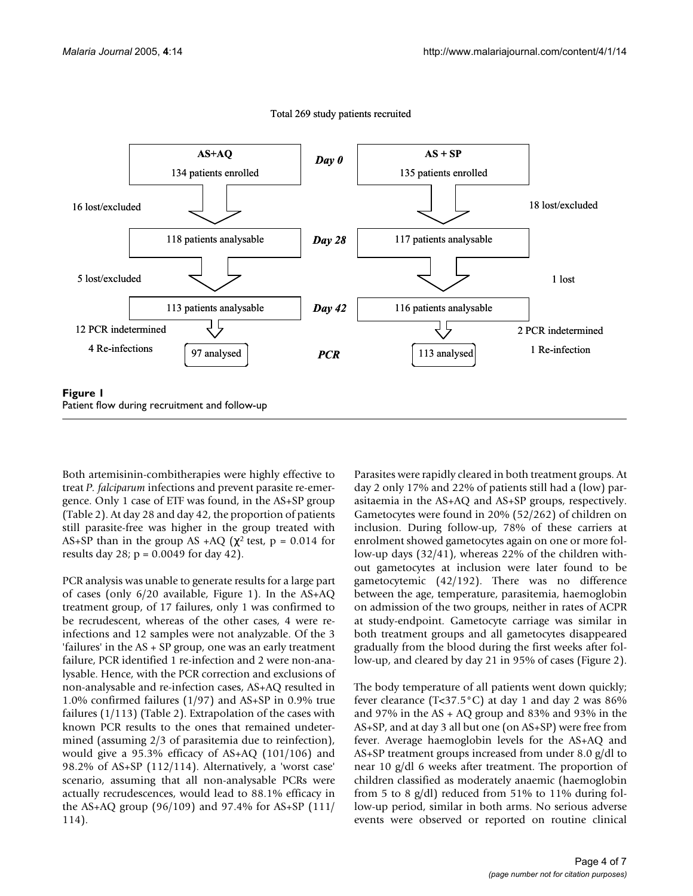Total 269 study patients recruited

| | AS+AQ | | AS + SP | |
|---|---|---|---|---|
| *Day 0* | | 134 patients enrolled | 135 patients enrolled | |
| | 16 lost/excluded | | | 18 lost/excluded |
| *Day 28* | | 118 patients analysable | 117 patients analysable | |
| | 5 lost/excluded | | | 1 lost |
| *Day 42* | | 113 patients analysable | 116 patients analysable | |
| | 12 PCR indetermined | | | 2 PCR indetermined |
| *PCR* | 4 Re-infections | 97 analysed | 113 analysed | 1 Re-infection |

**Figure 1**
Patient flow during recruitment and follow-up

Both artemisinin-combitherapies were highly effective to treat *P. falciparum* infections and prevent parasite re-emergence. Only 1 case of ETF was found, in the AS+SP group (Table 2). At day 28 and day 42, the proportion of patients still parasite-free was higher in the group treated with AS+SP than in the group AS +AQ ($\chi^2$ test, $p = 0.014$ for results day 28; $p = 0.0049$ for day 42).

PCR analysis was unable to generate results for a large part of cases (only 6/20 available, Figure 1). In the AS+AQ treatment group, of 17 failures, only 1 was confirmed to be recrudescent, whereas of the other cases, 4 were re-infections and 12 samples were not analyzable. Of the 3 'failures' in the AS + SP group, one was an early treatment failure, PCR identified 1 re-infection and 2 were non-analysable. Hence, with the PCR correction and exclusions of non-analysable and re-infection cases, AS+AQ resulted in 1.0% confirmed failures (1/97) and AS+SP in 0.9% true failures (1/113) (Table 2). Extrapolation of the cases with known PCR results to the ones that remained undetermined (assuming 2/3 of parasitemia due to reinfection), would give a 95.3% efficacy of AS+AQ (101/106) and 98.2% of AS+SP (112/114). Alternatively, a 'worst case' scenario, assuming that all non-analysable PCRs were actually recrudescences, would lead to 88.1% efficacy in the AS+AQ group (96/109) and 97.4% for AS+SP (111/114).

Parasites were rapidly cleared in both treatment groups. At day 2 only 17% and 22% of patients still had a (low) parasitaemia in the AS+AQ and AS+SP groups, respectively. Gametocytes were found in 20% (52/262) of children on inclusion. During follow-up, 78% of these carriers at enrolment showed gametocytes again on one or more follow-up days (32/41), whereas 22% of the children without gametocytes at inclusion were later found to be gametocytemic (42/192). There was no difference between the age, temperature, parasitemia, haemoglobin on admission of the two groups, neither in rates of ACPR at study-endpoint. Gametocyte carriage was similar in both treatment groups and all gametocytes disappeared gradually from the blood during the first weeks after follow-up, and cleared by day 21 in 95% of cases (Figure 2).

The body temperature of all patients went down quickly; fever clearance (T<37.5°C) at day 1 and day 2 was 86% and 97% in the AS + AQ group and 83% and 93% in the AS+SP, and at day 3 all but one (on AS+SP) were free from fever. Average haemoglobin levels for the AS+AQ and AS+SP treatment groups increased from under 8.0 g/dl to near 10 g/dl 6 weeks after treatment. The proportion of children classified as moderately anaemic (haemoglobin from 5 to 8 g/dl) reduced from 51% to 11% during follow-up period, similar in both arms. No serious adverse events were observed or reported on routine clinical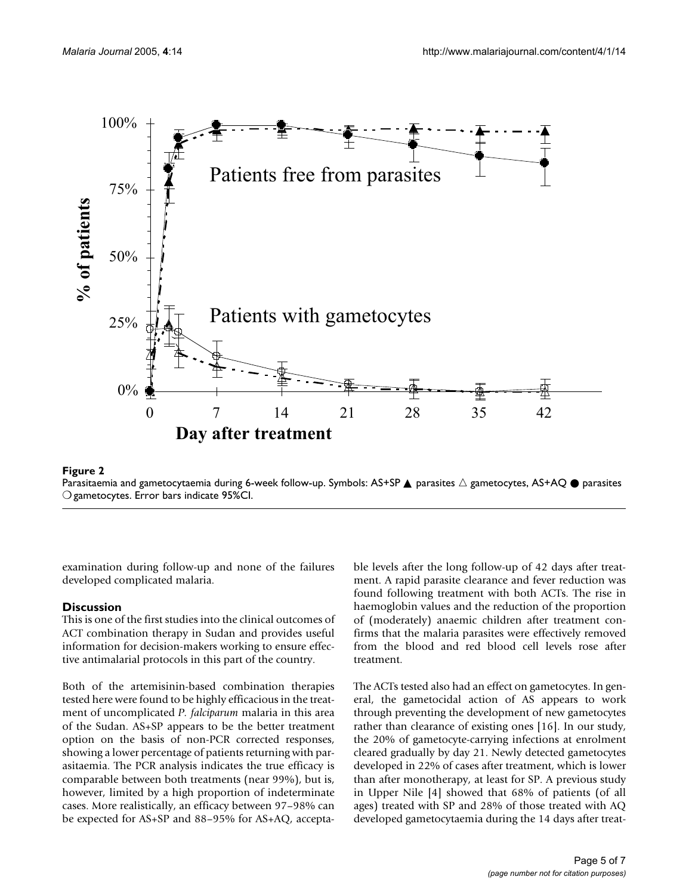**Figure 2**
Parasitaemia and gametocytaemia during 6-week follow-up. Symbols: AS+SP ▲ parasites △ gametocytes, AS+AQ ● parasites ○ gametocytes. Error bars indicate 95%CI.

examination during follow-up and none of the failures developed complicated malaria.

## Discussion

This is one of the first studies into the clinical outcomes of ACT combination therapy in Sudan and provides useful information for decision-makers working to ensure effective antimalarial protocols in this part of the country.

Both of the artemisinin-based combination therapies tested here were found to be highly efficacious in the treatment of uncomplicated *P. falciparum* malaria in this area of the Sudan. AS+SP appears to be the better treatment option on the basis of non-PCR corrected responses, showing a lower percentage of patients returning with parasitaemia. The PCR analysis indicates the true efficacy is comparable between both treatments (near 99%), but is, however, limited by a high proportion of indeterminate cases. More realistically, an efficacy between 97–98% can be expected for AS+SP and 88–95% for AS+AQ, acceptable levels after the long follow-up of 42 days after treatment. A rapid parasite clearance and fever reduction was found following treatment with both ACTs. The rise in haemoglobin values and the reduction of the proportion of (moderately) anaemic children after treatment confirms that the malaria parasites were effectively removed from the blood and red blood cell levels rose after treatment.

The ACTs tested also had an effect on gametocytes. In general, the gametocidal action of AS appears to work through preventing the development of new gametocytes rather than clearance of existing ones [16]. In our study, the 20% of gametocyte-carrying infections at enrolment cleared gradually by day 21. Newly detected gametocytes developed in 22% of cases after treatment, which is lower than after monotherapy, at least for SP. A previous study in Upper Nile [4] showed that 68% of patients (of all ages) treated with SP and 28% of those treated with AQ developed gametocytaemia during the 14 days after treat-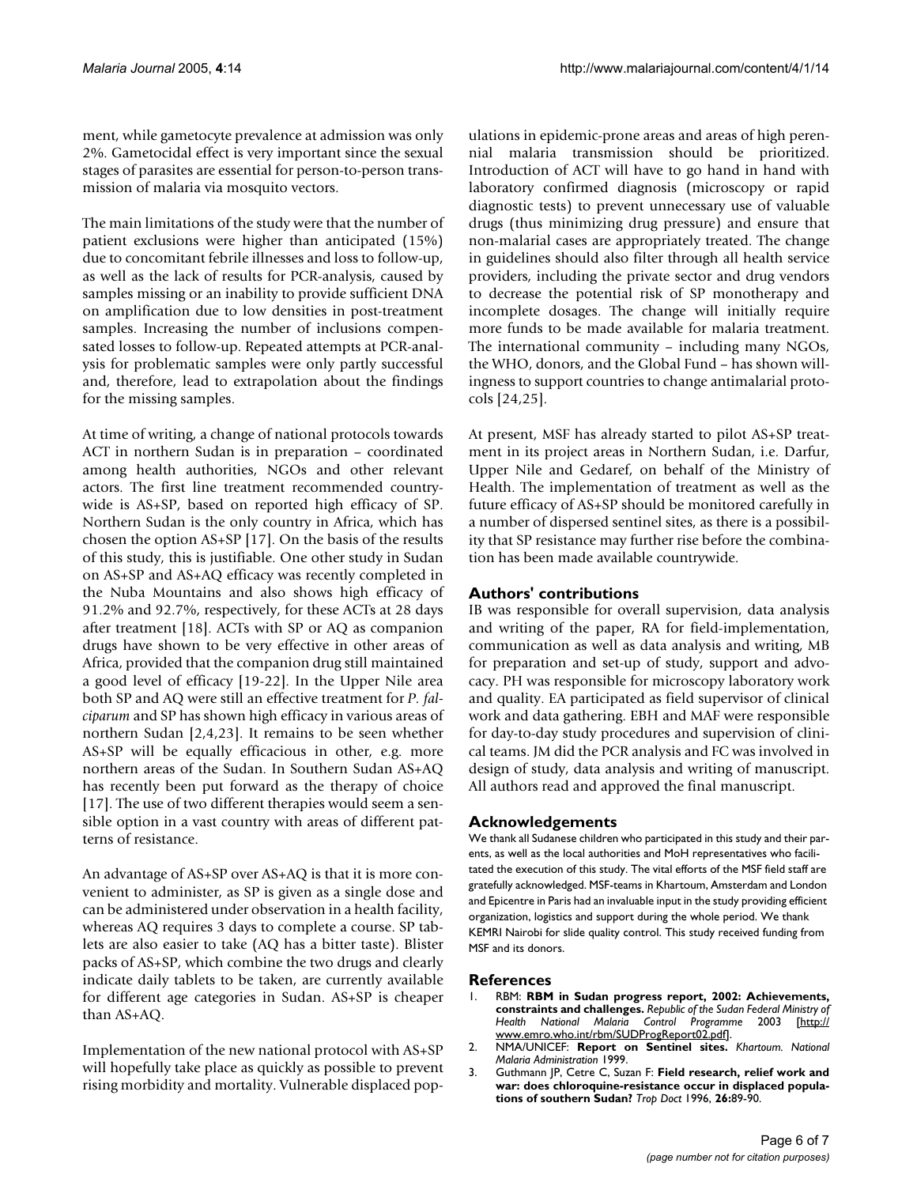ment, while gametocyte prevalence at admission was only 2%. Gametocidal effect is very important since the sexual stages of parasites are essential for person-to-person transmission of malaria via mosquito vectors.

The main limitations of the study were that the number of patient exclusions were higher than anticipated (15%) due to concomitant febrile illnesses and loss to follow-up, as well as the lack of results for PCR-analysis, caused by samples missing or an inability to provide sufficient DNA on amplification due to low densities in post-treatment samples. Increasing the number of inclusions compensated losses to follow-up. Repeated attempts at PCR-analysis for problematic samples were only partly successful and, therefore, lead to extrapolation about the findings for the missing samples.

At time of writing, a change of national protocols towards ACT in northern Sudan is in preparation – coordinated among health authorities, NGOs and other relevant actors. The first line treatment recommended countrywide is AS+SP, based on reported high efficacy of SP. Northern Sudan is the only country in Africa, which has chosen the option AS+SP [17]. On the basis of the results of this study, this is justifiable. One other study in Sudan on AS+SP and AS+AQ efficacy was recently completed in the Nuba Mountains and also shows high efficacy of 91.2% and 92.7%, respectively, for these ACTs at 28 days after treatment [18]. ACTs with SP or AQ as companion drugs have shown to be very effective in other areas of Africa, provided that the companion drug still maintained a good level of efficacy [19-22]. In the Upper Nile area both SP and AQ were still an effective treatment for *P. falciparum* and SP has shown high efficacy in various areas of northern Sudan [2,4,23]. It remains to be seen whether AS+SP will be equally efficacious in other, e.g. more northern areas of the Sudan. In Southern Sudan AS+AQ has recently been put forward as the therapy of choice [17]. The use of two different therapies would seem a sensible option in a vast country with areas of different patterns of resistance.

An advantage of AS+SP over AS+AQ is that it is more convenient to administer, as SP is given as a single dose and can be administered under observation in a health facility, whereas AQ requires 3 days to complete a course. SP tablets are also easier to take (AQ has a bitter taste). Blister packs of AS+SP, which combine the two drugs and clearly indicate daily tablets to be taken, are currently available for different age categories in Sudan. AS+SP is cheaper than AS+AQ.

Implementation of the new national protocol with AS+SP will hopefully take place as quickly as possible to prevent rising morbidity and mortality. Vulnerable displaced populations in epidemic-prone areas and areas of high perennial malaria transmission should be prioritized. Introduction of ACT will have to go hand in hand with laboratory confirmed diagnosis (microscopy or rapid diagnostic tests) to prevent unnecessary use of valuable drugs (thus minimizing drug pressure) and ensure that non-malarial cases are appropriately treated. The change in guidelines should also filter through all health service providers, including the private sector and drug vendors to decrease the potential risk of SP monotherapy and incomplete dosages. The change will initially require more funds to be made available for malaria treatment. The international community – including many NGOs, the WHO, donors, and the Global Fund – has shown willingness to support countries to change antimalarial protocols [24,25].

At present, MSF has already started to pilot AS+SP treatment in its project areas in Northern Sudan, i.e. Darfur, Upper Nile and Gedaref, on behalf of the Ministry of Health. The implementation of treatment as well as the future efficacy of AS+SP should be monitored carefully in a number of dispersed sentinel sites, as there is a possibility that SP resistance may further rise before the combination has been made available countrywide.

## Authors' contributions

IB was responsible for overall supervision, data analysis and writing of the paper, RA for field-implementation, communication as well as data analysis and writing, MB for preparation and set-up of study, support and advocacy. PH was responsible for microscopy laboratory work and quality. EA participated as field supervisor of clinical work and data gathering. EBH and MAF were responsible for day-to-day study procedures and supervision of clinical teams. JM did the PCR analysis and FC was involved in design of study, data analysis and writing of manuscript. All authors read and approved the final manuscript.

## Acknowledgements

We thank all Sudanese children who participated in this study and their parents, as well as the local authorities and MoH representatives who facilitated the execution of this study. The vital efforts of the MSF field staff are gratefully acknowledged. MSF-teams in Khartoum, Amsterdam and London and Epicentre in Paris had an invaluable input in the study providing efficient organization, logistics and support during the whole period. We thank KEMRI Nairobi for slide quality control. This study received funding from MSF and its donors.

## References

1. RBM: **RBM in Sudan progress report, 2002: Achievements, constraints and challenges.** *Republic of the Sudan Federal Ministry of Health National Malaria Control Programme* 2003 [http://www.emro.who.int/rbm/SUDProgReport02.pdf].
2. NMA/UNICEF: **Report on Sentinel sites.** *Khartoum. National Malaria Administration* 1999.
3. Guthmann JP, Cetre C, Suzan F: **Field research, relief work and war: does chloroquine-resistance occur in displaced populations of southern Sudan?** *Trop Doct* 1996, **26:**89-90.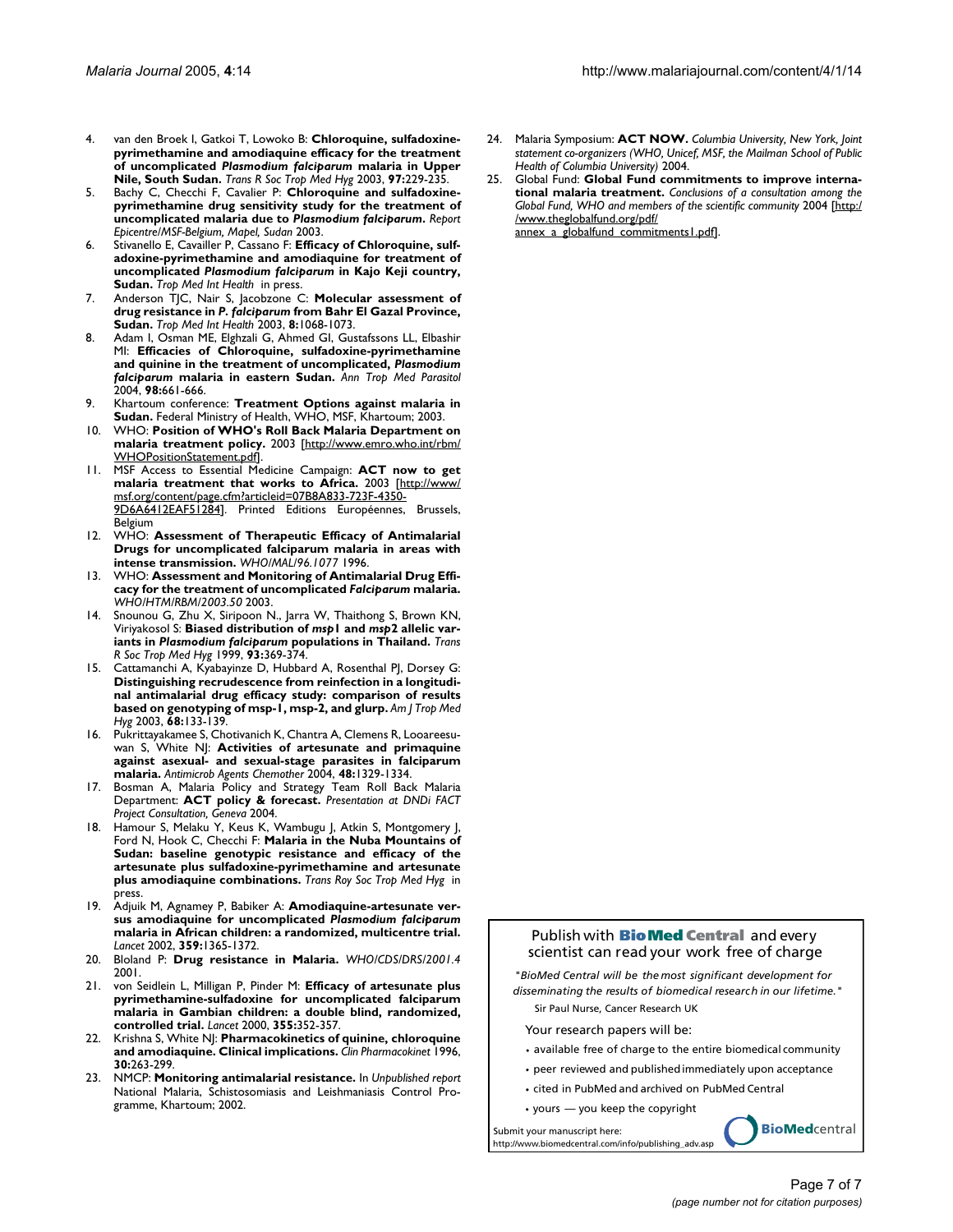4. van den Broek I, Gatkoi T, Lowoko B: **Chloroquine, sulfadoxine-pyrimethamine and amodiaquine efficacy for the treatment of uncomplicated *Plasmodium falciparum* malaria in Upper Nile, South Sudan.** *Trans R Soc Trop Med Hyg* 2003, **97:**229-235.
5. Bachy C, Checchi F, Cavalier P: **Chloroquine and sulfadoxine-pyrimethamine drug sensitivity study for the treatment of uncomplicated malaria due to *Plasmodium falciparum*.** *Report Epicentre/MSF-Belgium, Mapel, Sudan* 2003.
6. Stivanello E, Cavailler P, Cassano F: **Efficacy of Chloroquine, sulfadoxine-pyrimethamine and amodiaquine for treatment of uncomplicated *Plasmodium falciparum* in Kajo Keji country, Sudan.** *Trop Med Int Health* in press.
7. Anderson TJC, Nair S, Jacobzone C: **Molecular assessment of drug resistance in *P. falciparum* from Bahr El Gazal Province, Sudan.** *Trop Med Int Health* 2003, **8:**1068-1073.
8. Adam I, Osman ME, Elghzali G, Ahmed GI, Gustafssons LL, Elbashir MI: **Efficacies of Chloroquine, sulfadoxine-pyrimethamine and quinine in the treatment of uncomplicated, *Plasmodium falciparum* malaria in eastern Sudan.** *Ann Trop Med Parasitol* 2004, **98:**661-666.
9. Khartoum conference: **Treatment Options against malaria in Sudan.** Federal Ministry of Health, WHO, MSF, Khartoum; 2003.
10. WHO: **Position of WHO's Roll Back Malaria Department on malaria treatment policy.** 2003 [http://www.emro.who.int/rbm/WHOPositionStatement.pdf].
11. MSF Access to Essential Medicine Campaign: **ACT now to get malaria treatment that works to Africa.** 2003 [http://www/msf.org/content/page.cfm?articleid=07B8A833-723F-4350-9D6A6412EAF51284]. Printed Editions Européennes, Brussels, Belgium
12. WHO: **Assessment of Therapeutic Efficacy of Antimalarial Drugs for uncomplicated falciparum malaria in areas with intense transmission.** *WHO/MAL/96.1077* 1996.
13. WHO: **Assessment and Monitoring of Antimalarial Drug Efficacy for the treatment of uncomplicated *Falciparum* malaria.** *WHO/HTM/RBM/2003.50* 2003.
14. Snounou G, Zhu X, Siripoon N., Jarra W, Thaithong S, Brown KN, Viriyakosol S: **Biased distribution of *msp1* and *msp2* allelic variants in *Plasmodium falciparum* populations in Thailand.** *Trans R Soc Trop Med Hyg* 1999, **93:**369-374.
15. Cattamanchi A, Kyabayinze D, Hubbard A, Rosenthal PJ, Dorsey G: **Distinguishing recrudescence from reinfection in a longitudinal antimalarial drug efficacy study: comparison of results based on genotyping of msp-1, msp-2, and glurp.** *Am J Trop Med Hyg* 2003, **68:**133-139.
16. Pukrittayakamee S, Chotivanich K, Chantra A, Clemens R, Looareesuwan S, White NJ: **Activities of artesunate and primaquine against asexual- and sexual-stage parasites in falciparum malaria.** *Antimicrob Agents Chemother* 2004, **48:**1329-1334.
17. Bosman A, Malaria Policy and Strategy Team Roll Back Malaria Department: **ACT policy & forecast.** *Presentation at DNDi FACT Project Consultation, Geneva* 2004.
18. Hamour S, Melaku Y, Keus K, Wambugu J, Atkin S, Montgomery J, Ford N, Hook C, Checchi F: **Malaria in the Nuba Mountains of Sudan: baseline genotypic resistance and efficacy of the artesunate plus sulfadoxine-pyrimethamine and artesunate plus amodiaquine combinations.** *Trans Roy Soc Trop Med Hyg* in press.
19. Adjuik M, Agnamey P, Babiker A: **Amodiaquine-artesunate versus amodiaquine for uncomplicated *Plasmodium falciparum* malaria in African children: a randomized, multicentre trial.** *Lancet* 2002, **359:**1365-1372.
20. Bloland P: **Drug resistance in Malaria.** *WHO/CDS/DRS/2001.4* 2001.
21. von Seidlein L, Milligan P, Pinder M: **Efficacy of artesunate plus pyrimethamine-sulfadoxine for uncomplicated falciparum malaria in Gambian children: a double blind, randomized, controlled trial.** *Lancet* 2000, **355:**352-357.
22. Krishna S, White NJ: **Pharmacokinetics of quinine, chloroquine and amodiaquine. Clinical implications.** *Clin Pharmacokinet* 1996, **30:**263-299.
23. NMCP: **Monitoring antimalarial resistance.** In *Unpublished report* National Malaria, Schistosomiasis and Leishmaniasis Control Programme, Khartoum; 2002.
24. Malaria Symposium: **ACT NOW.** *Columbia University, New York, Joint statement co-organizers (WHO, Unicef, MSF, the Mailman School of Public Health of Columbia University)* 2004.
25. Global Fund: **Global Fund commitments to improve international malaria treatment.** *Conclusions of a consultation among the Global Fund, WHO and members of the scientific community* 2004 [http://www.theglobalfund.org/pdf/annex_a_globalfund_commitments1.pdf].

Publish with **BioMed Central** and every scientist can read your work free of charge

*"BioMed Central will be the most significant development for disseminating the results of biomedical research in our lifetime."*

Sir Paul Nurse, Cancer Research UK

Your research papers will be:

- available free of charge to the entire biomedical community
- peer reviewed and published immediately upon acceptance
- cited in PubMed and archived on PubMed Central
- yours — you keep the copyright

Submit your manuscript here:
http://www.biomedcentral.com/info/publishing_adv.asp

**BioMed**central